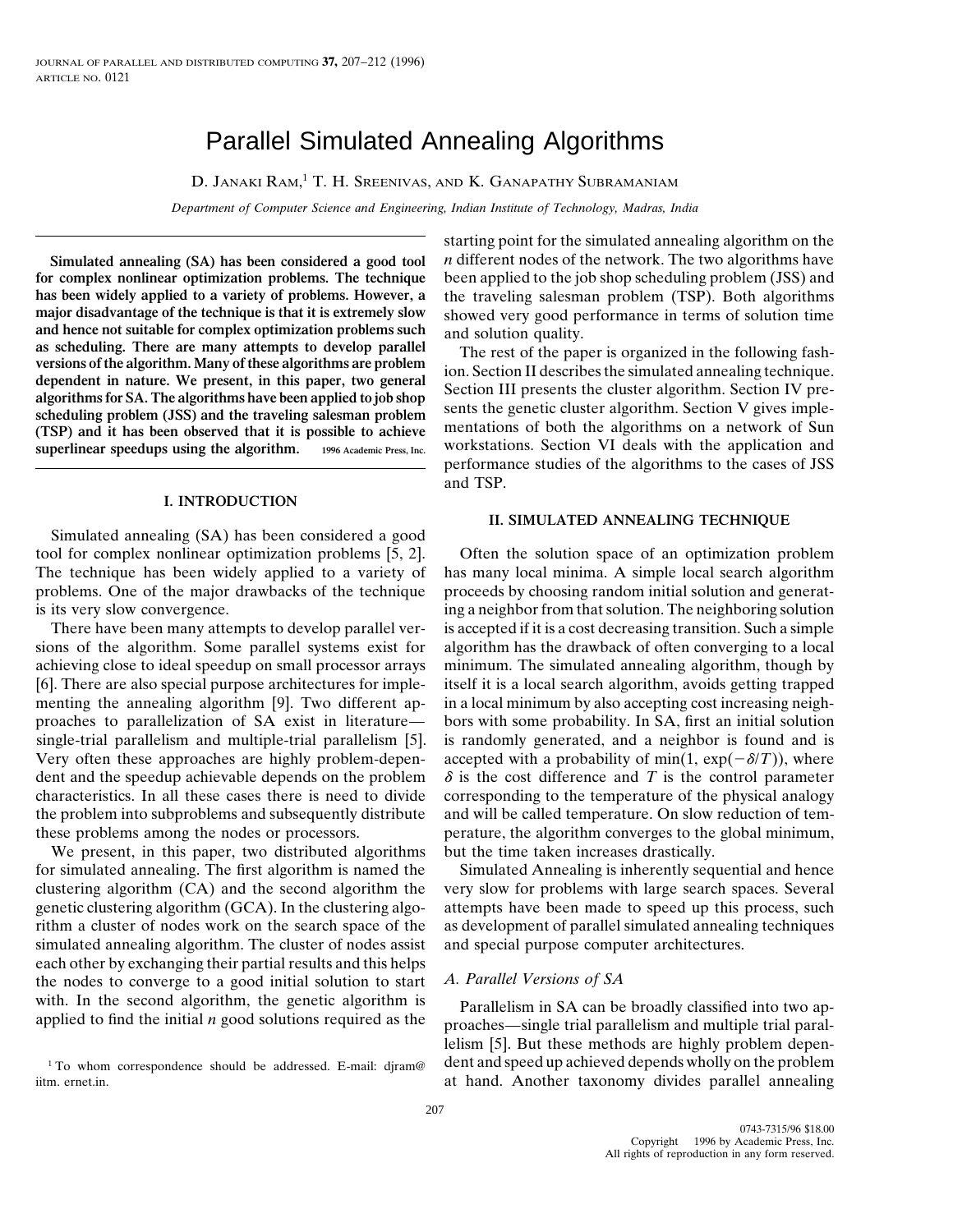# Parallel Simulated Annealing Algorithms

D. Janaki Ram,[1] T. H. Sreenivas, and K. Ganapathy Subramaniam

*Department of Computer Science and Engineering, Indian Institute of Technology, Madras, India*

**Simulated annealing (SA) has been considered a good tool for complex nonlinear optimization problems. The technique has been widely applied to a variety of problems. However, a major disadvantage of the technique is that it is extremely slow and hence not suitable for complex optimization problems such as scheduling. There are many attempts to develop parallel versions of the algorithm. Many of these algorithms are problem dependent in nature. We present, in this paper, two general algorithms for SA. The algorithms have been applied to job shop scheduling problem (JSS) and the traveling salesman problem (TSP) and it has been observed that it is possible to achieve superlinear speedups using the algorithm.** © 1996 Academic Press, Inc.

## I. INTRODUCTION

Simulated annealing (SA) has been considered a good tool for complex nonlinear optimization problems [5, 2]. The technique has been widely applied to a variety of problems. One of the major drawbacks of the technique is its very slow convergence.

There have been many attempts to develop parallel versions of the algorithm. Some parallel systems exist for achieving close to ideal speedup on small processor arrays [6]. There are also special purpose architectures for implementing the annealing algorithm [9]. Two different approaches to parallelization of SA exist in literature—single-trial parallelism and multiple-trial parallelism [5]. Very often these approaches are highly problem-dependent and the speedup achievable depends on the problem characteristics. In all these cases there is need to divide the problem into subproblems and subsequently distribute these problems among the nodes or processors.

We present, in this paper, two distributed algorithms for simulated annealing. The first algorithm is named the clustering algorithm (CA) and the second algorithm the genetic clustering algorithm (GCA). In the clustering algorithm a cluster of nodes work on the search space of the simulated annealing algorithm. The cluster of nodes assist each other by exchanging their partial results and this helps the nodes to converge to a good initial solution to start with. In the second algorithm, the genetic algorithm is applied to find the initial $n$ good solutions required as the starting point for the simulated annealing algorithm on the $n$ different nodes of the network. The two algorithms have been applied to the job shop scheduling problem (JSS) and the traveling salesman problem (TSP). Both algorithms showed very good performance in terms of solution time and solution quality.

The rest of the paper is organized in the following fashion. Section II describes the simulated annealing technique. Section III presents the cluster algorithm. Section IV presents the genetic cluster algorithm. Section V gives implementations of both the algorithms on a network of Sun workstations. Section VI deals with the application and performance studies of the algorithms to the cases of JSS and TSP.

## II. SIMULATED ANNEALING TECHNIQUE

Often the solution space of an optimization problem has many local minima. A simple local search algorithm proceeds by choosing random initial solution and generating a neighbor from that solution. The neighboring solution is accepted if it is a cost decreasing transition. Such a simple algorithm has the drawback of often converging to a local minimum. The simulated annealing algorithm, though by itself it is a local search algorithm, avoids getting trapped in a local minimum by also accepting cost increasing neighbors with some probability. In SA, first an initial solution is randomly generated, and a neighbor is found and is accepted with a probability of $\min(1, \exp(-\delta/T))$, where $\delta$ is the cost difference and $T$ is the control parameter corresponding to the temperature of the physical analogy and will be called temperature. On slow reduction of temperature, the algorithm converges to the global minimum, but the time taken increases drastically.

Simulated Annealing is inherently sequential and hence very slow for problems with large search spaces. Several attempts have been made to speed up this process, such as development of parallel simulated annealing techniques and special purpose computer architectures.

### A. Parallel Versions of SA

Parallelism in SA can be broadly classified into two approaches—single trial parallelism and multiple trial parallelism [5]. But these methods are highly problem dependent and speed up achieved depends wholly on the problem at hand. Another taxonomy divides parallel annealing

[1] To whom correspondence should be addressed. E-mail: djram@iitm.ernet.in.

0743-7315/96 $18.00
Copyright © 1996 by Academic Press, Inc.
All rights of reproduction in any form reserved.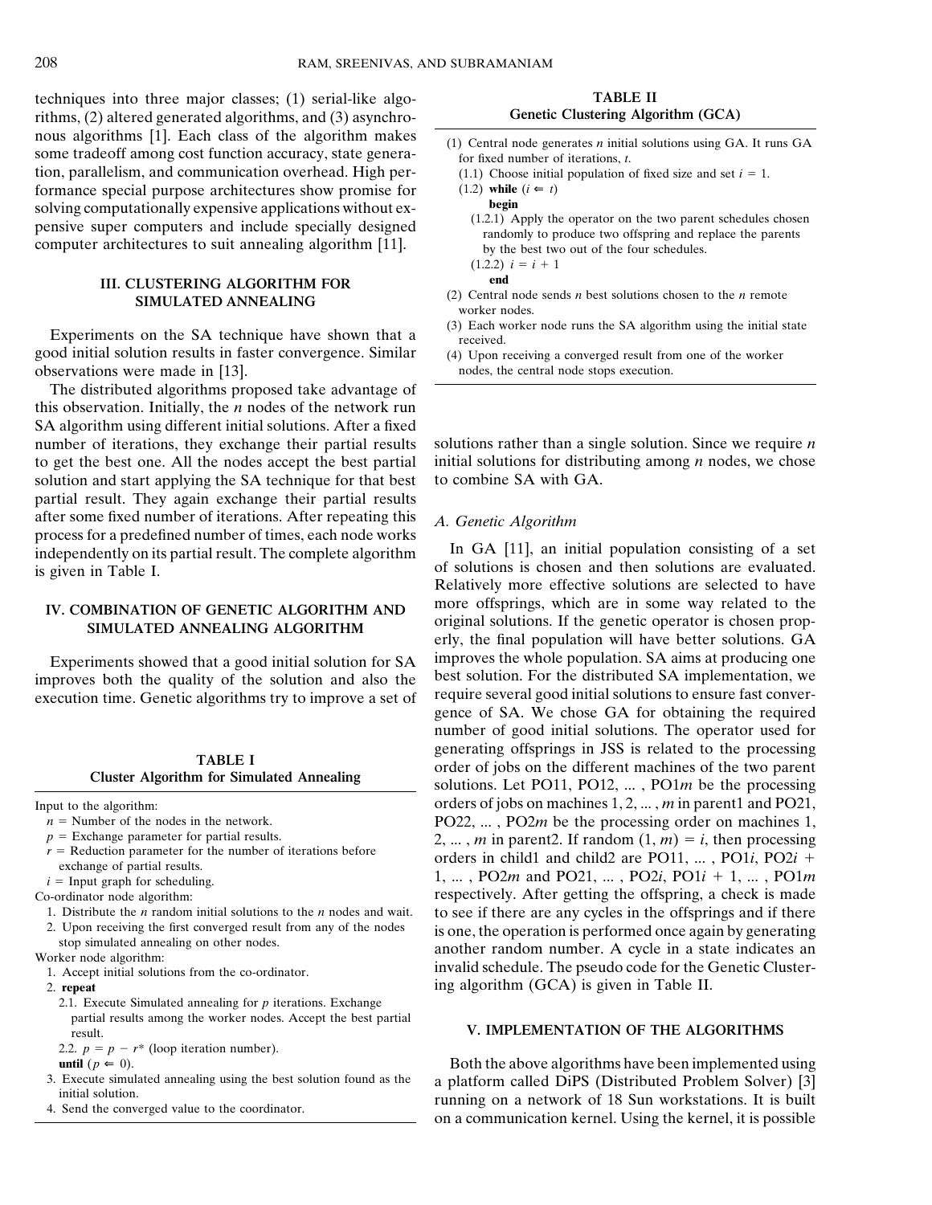techniques into three major classes; (1) serial-like algorithms, (2) altered generated algorithms, and (3) asynchronous algorithms [1]. Each class of the algorithm makes some tradeoff among cost function accuracy, state generation, parallelism, and communication overhead. High performance special purpose architectures show promise for solving computationally expensive applications without expensive super computers and include specially designed computer architectures to suit annealing algorithm [11].

## III. CLUSTERING ALGORITHM FOR SIMULATED ANNEALING

Experiments on the SA technique have shown that a good initial solution results in faster convergence. Similar observations were made in [13].

The distributed algorithms proposed take advantage of this observation. Initially, the $n$ nodes of the network run SA algorithm using different initial solutions. After a fixed number of iterations, they exchange their partial results to get the best one. All the nodes accept the best partial solution and start applying the SA technique for that best partial result. They again exchange their partial results after some fixed number of iterations. After repeating this process for a predefined number of times, each node works independently on its partial result. The complete algorithm is given in Table I.

## IV. COMBINATION OF GENETIC ALGORITHM AND SIMULATED ANNEALING ALGORITHM

Experiments showed that a good initial solution for SA improves both the quality of the solution and also the execution time. Genetic algorithms try to improve a set of solutions rather than a single solution. Since we require $n$ initial solutions for distributing among $n$ nodes, we chose to combine SA with GA.

**TABLE I**
**Cluster Algorithm for Simulated Annealing**

Input to the algorithm:
- $n$ = Number of the nodes in the network.
- $p$ = Exchange parameter for partial results.
- $r$ = Reduction parameter for the number of iterations before exchange of partial results.
- $i$ = Input graph for scheduling.

Co-ordinator node algorithm:
1. Distribute the $n$ random initial solutions to the $n$ nodes and wait.
2. Upon receiving the first converged result from any of the nodes stop simulated annealing on other nodes.

Worker node algorithm:
1. Accept initial solutions from the co-ordinator.
2. **repeat**
   - 2.1. Execute Simulated annealing for $p$ iterations. Exchange partial results among the worker nodes. Accept the best partial result.
   - 2.2. $p = p - r*$ (loop iteration number).

   **until** ($p \Leftarrow 0$).
3. Execute simulated annealing using the best solution found as the initial solution.
4. Send the converged value to the coordinator.

**TABLE II**
**Genetic Clustering Algorithm (GCA)**

(1) Central node generates $n$ initial solutions using GA. It runs GA for fixed number of iterations, $t$.
- (1.1) Choose initial population of fixed size and set $i = 1$.
- (1.2) **while** ($i \Leftarrow t$)
  - **begin**
  - (1.2.1) Apply the operator on the two parent schedules chosen randomly to produce two offspring and replace the parents by the best two out of the four schedules.
  - (1.2.2) $i = i + 1$
  - **end**

(2) Central node sends $n$ best solutions chosen to the $n$ remote worker nodes.

(3) Each worker node runs the SA algorithm using the initial state received.

(4) Upon receiving a converged result from one of the worker nodes, the central node stops execution.

### A. Genetic Algorithm

In GA [11], an initial population consisting of a set of solutions is chosen and then solutions are evaluated. Relatively more effective solutions are selected to have more offsprings, which are in some way related to the original solutions. If the genetic operator is chosen properly, the final population will have better solutions. GA improves the whole population. SA aims at producing one best solution. For the distributed SA implementation, we require several good initial solutions to ensure fast convergence of SA. We chose GA for obtaining the required number of good initial solutions. The operator used for generating offsprings in JSS is related to the processing order of jobs on the different machines of the two parent solutions. Let PO11, PO12, ... , PO1$m$ be the processing orders of jobs on machines 1, 2, ... , $m$ in parent1 and PO21, PO22, ... , PO2$m$ be the processing order on machines 1, 2, ... , $m$ in parent2. If random $(1, m) = i$, then processing orders in child1 and child2 are PO11, ... , PO1$i$, PO2$i$ + 1, ... , PO2$m$ and PO21, ... , PO2$i$, PO1$i$ + 1, ... , PO1$m$ respectively. After getting the offspring, a check is made to see if there are any cycles in the offsprings and if there is one, the operation is performed once again by generating another random number. A cycle in a state indicates an invalid schedule. The pseudo code for the Genetic Clustering algorithm (GCA) is given in Table II.

## V. IMPLEMENTATION OF THE ALGORITHMS

Both the above algorithms have been implemented using a platform called DiPS (Distributed Problem Solver) [3] running on a network of 18 Sun workstations. It is built on a communication kernel. Using the kernel, it is possible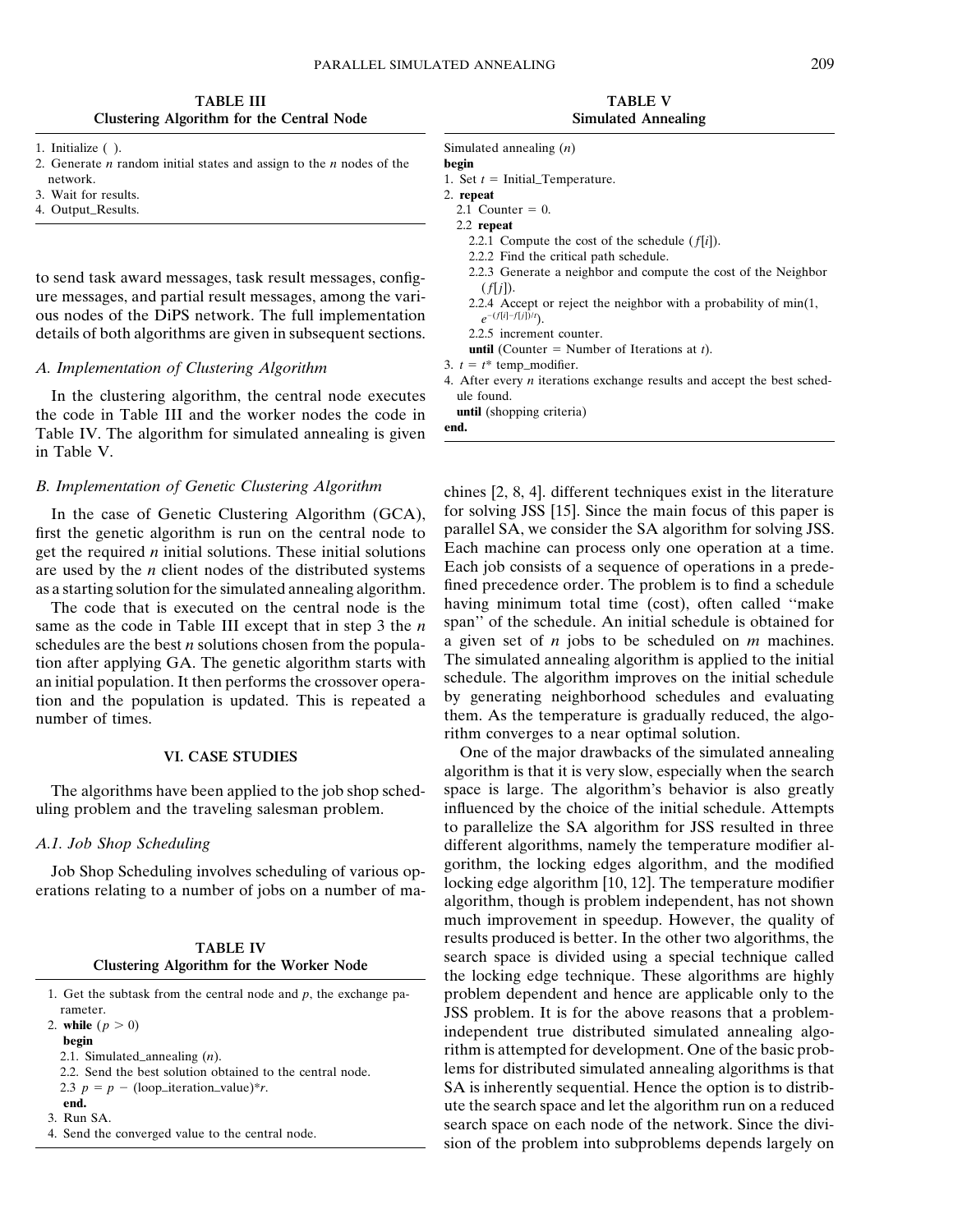**TABLE III**
**Clustering Algorithm for the Central Node**

```
1. Initialize ( ).
2. Generate n random initial states and assign to the n nodes of the
   network.
3. Wait for results.
4. Output_Results.
```

to send task award messages, task result messages, configure messages, and partial result messages, among the various nodes of the DiPS network. The full implementation details of both algorithms are given in subsequent sections.

### A. Implementation of Clustering Algorithm

In the clustering algorithm, the central node executes the code in Table III and the worker nodes the code in Table IV. The algorithm for simulated annealing is given in Table V.

### B. Implementation of Genetic Clustering Algorithm

In the case of Genetic Clustering Algorithm (GCA), first the genetic algorithm is run on the central node to get the required $n$ initial solutions. These initial solutions are used by the $n$ client nodes of the distributed systems as a starting solution for the simulated annealing algorithm.

The code that is executed on the central node is the same as the code in Table III except that in step 3 the $n$ schedules are the best $n$ solutions chosen from the population after applying GA. The genetic algorithm starts with an initial population. It then performs the crossover operation and the population is updated. This is repeated a number of times.

## VI. CASE STUDIES

The algorithms have been applied to the job shop scheduling problem and the traveling salesman problem.

### A.1. Job Shop Scheduling

Job Shop Scheduling involves scheduling of various operations relating to a number of jobs on a number of machines [2, 8, 4]. different techniques exist in the literature for solving JSS [15]. Since the main focus of this paper is parallel SA, we consider the SA algorithm for solving JSS. Each machine can process only one operation at a time. Each job consists of a sequence of operations in a predefined precedence order. The problem is to find a schedule having minimum total time (cost), often called ''make span'' of the schedule. An initial schedule is obtained for a given set of $n$ jobs to be scheduled on $m$ machines. The simulated annealing algorithm is applied to the initial schedule. The algorithm improves on the initial schedule by generating neighborhood schedules and evaluating them. As the temperature is gradually reduced, the algorithm converges to a near optimal solution.

One of the major drawbacks of the simulated annealing algorithm is that it is very slow, especially when the search space is large. The algorithm's behavior is also greatly influenced by the choice of the initial schedule. Attempts to parallelize the SA algorithm for JSS resulted in three different algorithms, namely the temperature modifier algorithm, the locking edges algorithm, and the modified locking edge algorithm [10, 12]. The temperature modifier algorithm, though is problem independent, has not shown much improvement in speedup. However, the quality of results produced is better. In the other two algorithms, the search space is divided using a special technique called the locking edge technique. These algorithms are highly problem dependent and hence are applicable only to the JSS problem. It is for the above reasons that a problem-independent true distributed simulated annealing algorithm is attempted for development. One of the basic problems for distributed simulated annealing algorithms is that SA is inherently sequential. Hence the option is to distribute the search space and let the algorithm run on a reduced search space on each node of the network. Since the division of the problem into subproblems depends largely on

**TABLE IV**
**Clustering Algorithm for the Worker Node**

```
1. Get the subtask from the central node and p, the exchange pa-
   rameter.
2. while (p > 0)
   begin
   2.1. Simulated_annealing (n).
   2.2. Send the best solution obtained to the central node.
   2.3 p = p − (loop_iteration_value)*r.
   end.
3. Run SA.
4. Send the converged value to the central node.
```

**TABLE V**
**Simulated Annealing**

```
Simulated annealing (n)
begin
1. Set t = Initial_Temperature.
2. repeat
   2.1 Counter = 0.
   2.2 repeat
      2.2.1 Compute the cost of the schedule (f[i]).
      2.2.2 Find the critical path schedule.
      2.2.3 Generate a neighbor and compute the cost of the Neighbor
            (f[j]).
      2.2.4 Accept or reject the neighbor with a probability of min(1,
            e^{-(f[i]-f[j])/t}).
      2.2.5 increment counter.
   until (Counter = Number of Iterations at t).
3. t = t* temp_modifier.
4. After every n iterations exchange results and accept the best sched-
   ule found.
until (shopping criteria)
end.
```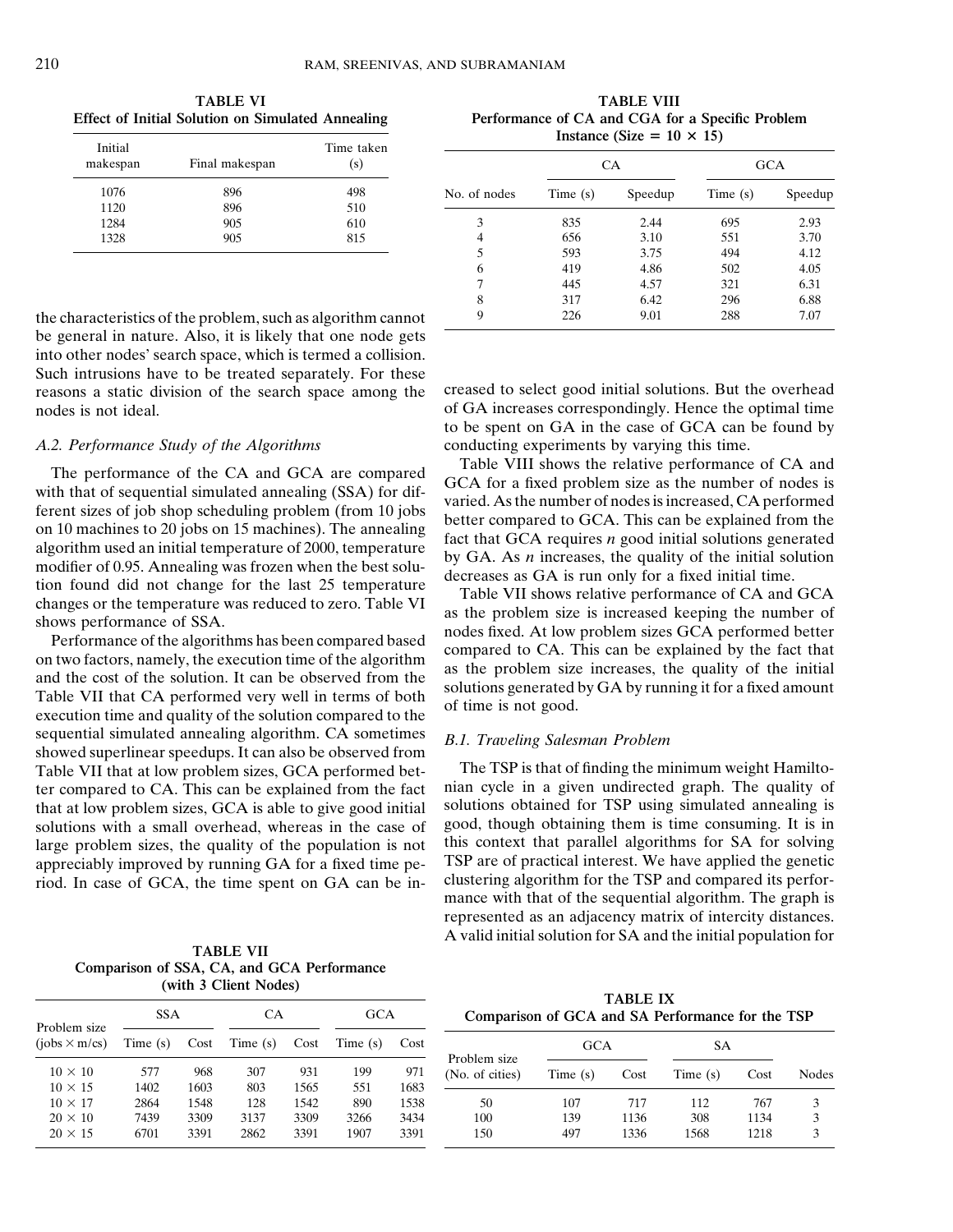**TABLE VI**
**Effect of Initial Solution on Simulated Annealing**

| Initial makespan | Final makespan | Time taken (s) |
|---|---|---|
| 1076 | 896 | 498 |
| 1120 | 896 | 510 |
| 1284 | 905 | 610 |
| 1328 | 905 | 815 |

the characteristics of the problem, such as algorithm cannot be general in nature. Also, it is likely that one node gets into other nodes' search space, which is termed a collision. Such intrusions have to be treated separately. For these reasons a static division of the search space among the nodes is not ideal.

### *A.2. Performance Study of the Algorithms*

The performance of the CA and GCA are compared with that of sequential simulated annealing (SSA) for different sizes of job shop scheduling problem (from 10 jobs on 10 machines to 20 jobs on 15 machines). The annealing algorithm used an initial temperature of 2000, temperature modifier of 0.95. Annealing was frozen when the best solution found did not change for the last 25 temperature changes or the temperature was reduced to zero. Table VI shows performance of SSA.

Performance of the algorithms has been compared based on two factors, namely, the execution time of the algorithm and the cost of the solution. It can be observed from the Table VII that CA performed very well in terms of both execution time and quality of the solution compared to the sequential simulated annealing algorithm. CA sometimes showed superlinear speedups. It can also be observed from Table VII that at low problem sizes, GCA performed better compared to CA. This can be explained from the fact that at low problem sizes, GCA is able to give good initial solutions with a small overhead, whereas in the case of large problem sizes, the quality of the population is not appreciably improved by running GA for a fixed time period. In case of GCA, the time spent on GA can be increased to select good initial solutions. But the overhead of GA increases correspondingly. Hence the optimal time to be spent on GA in the case of GCA can be found by conducting experiments by varying this time.

Table VIII shows the relative performance of CA and GCA for a fixed problem size as the number of nodes is varied. As the number of nodes is increased, CA performed better compared to GCA. This can be explained from the fact that GCA requires $n$ good initial solutions generated by GA. As $n$ increases, the quality of the initial solution decreases as GA is run only for a fixed initial time.

Table VII shows relative performance of CA and GCA as the problem size is increased keeping the number of nodes fixed. At low problem sizes GCA performed better compared to CA. This can be explained by the fact that as the problem size increases, the quality of the initial solutions generated by GA by running it for a fixed amount of time is not good.

**TABLE VII**
**Comparison of SSA, CA, and GCA Performance (with 3 Client Nodes)**

| Problem size (jobs × m/cs) | SSA | | CA | | GCA | |
|---|---|---|---|---|---|---|
| | Time (s) | Cost | Time (s) | Cost | Time (s) | Cost |
| 10 × 10 | 577 | 968 | 307 | 931 | 199 | 971 |
| 10 × 15 | 1402 | 1603 | 803 | 1565 | 551 | 1683 |
| 10 × 17 | 2864 | 1548 | 128 | 1542 | 890 | 1538 |
| 20 × 10 | 7439 | 3309 | 3137 | 3309 | 3266 | 3434 |
| 20 × 15 | 6701 | 3391 | 2862 | 3391 | 1907 | 3391 |

**TABLE VIII**
**Performance of CA and CGA for a Specific Problem Instance (Size = 10 × 15)**

| No. of nodes | CA | | GCA | |
|---|---|---|---|---|
| | Time (s) | Speedup | Time (s) | Speedup |
| 3 | 835 | 2.44 | 695 | 2.93 |
| 4 | 656 | 3.10 | 551 | 3.70 |
| 5 | 593 | 3.75 | 494 | 4.12 |
| 6 | 419 | 4.86 | 502 | 4.05 |
| 7 | 445 | 4.57 | 321 | 6.31 |
| 8 | 317 | 6.42 | 296 | 6.88 |
| 9 | 226 | 9.01 | 288 | 7.07 |

### *B.1. Traveling Salesman Problem*

The TSP is that of finding the minimum weight Hamiltonian cycle in a given undirected graph. The quality of solutions obtained for TSP using simulated annealing is good, though obtaining them is time consuming. It is in this context that parallel algorithms for SA for solving TSP are of practical interest. We have applied the genetic clustering algorithm for the TSP and compared its performance with that of the sequential algorithm. The graph is represented as an adjacency matrix of intercity distances. A valid initial solution for SA and the initial population for

**TABLE IX**
**Comparison of GCA and SA Performance for the TSP**

| Problem size (No. of cities) | GCA | | SA | | Nodes |
|---|---|---|---|---|---|
| | Time (s) | Cost | Time (s) | Cost | |
| 50 | 107 | 717 | 112 | 767 | 3 |
| 100 | 139 | 1136 | 308 | 1134 | 3 |
| 150 | 497 | 1336 | 1568 | 1218 | 3 |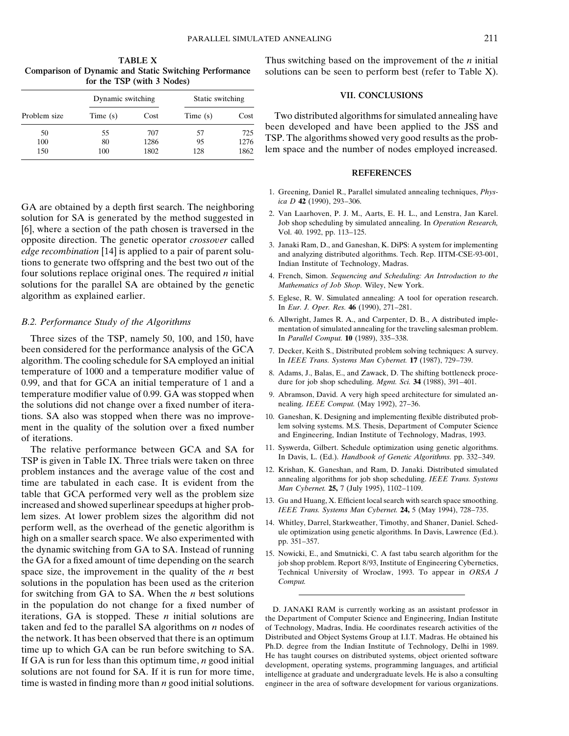**TABLE X**
**Comparison of Dynamic and Static Switching Performance for the TSP (with 3 Nodes)**

| | Dynamic switching | | Static switching | |
|---|---|---|---|---|
| Problem size | Time (s) | Cost | Time (s) | Cost |
| 50 | 55 | 707 | 57 | 725 |
| 100 | 80 | 1286 | 95 | 1276 |
| 150 | 100 | 1802 | 128 | 1862 |

GA are obtained by a depth first search. The neighboring solution for SA is generated by the method suggested in [6], where a section of the path chosen is traversed in the opposite direction. The genetic operator *crossover* called *edge recombination* [14] is applied to a pair of parent solutions to generate two offspring and the best two out of the four solutions replace original ones. The required $n$ initial solutions for the parallel SA are obtained by the genetic algorithm as explained earlier.

### B.2. Performance Study of the Algorithms

Three sizes of the TSP, namely 50, 100, and 150, have been considered for the performance analysis of the GCA algorithm. The cooling schedule for SA employed an initial temperature of 1000 and a temperature modifier value of 0.99, and that for GCA an initial temperature of 1 and a temperature modifier value of 0.99. GA was stopped when the solutions did not change over a fixed number of iterations. SA also was stopped when there was no improvement in the quality of the solution over a fixed number of iterations.

The relative performance between GCA and SA for TSP is given in Table IX. Three trials were taken on three problem instances and the average value of the cost and time are tabulated in each case. It is evident from the table that GCA performed very well as the problem size increased and showed superlinear speedups at higher problem sizes. At lower problem sizes the algorithm did not perform well, as the overhead of the genetic algorithm is high on a smaller search space. We also experimented with the dynamic switching from GA to SA. Instead of running the GA for a fixed amount of time depending on the search space size, the improvement in the quality of the $n$ best solutions in the population has been used as the criterion for switching from GA to SA. When the $n$ best solutions in the population do not change for a fixed number of iterations, GA is stopped. These $n$ initial solutions are taken and fed to the parallel SA algorithms on $n$ nodes of the network. It has been observed that there is an optimum time up to which GA can be run before switching to SA. If GA is run for less than this optimum time, $n$ good initial solutions are not found for SA. If it is run for more time, time is wasted in finding more than $n$ good initial solutions. Thus switching based on the improvement of the $n$ initial solutions can be seen to perform best (refer to Table X).

## VII. CONCLUSIONS

Two distributed algorithms for simulated annealing have been developed and have been applied to the JSS and TSP. The algorithms showed very good results as the problem space and the number of nodes employed increased.

## REFERENCES

1. Greening, Daniel R., Parallel simulated annealing techniques, *Physica D* **42** (1990), 293–306.
2. Van Laarhoven, P. J. M., Aarts, E. H. L., and Lenstra, Jan Karel. Job shop scheduling by simulated annealing. In *Operation Research,* Vol. 40. 1992, pp. 113–125.
3. Janaki Ram, D., and Ganeshan, K. DiPS: A system for implementing and analyzing distributed algorithms. Tech. Rep. IITM-CSE-93-001, Indian Institute of Technology, Madras.
4. French, Simon. *Sequencing and Scheduling: An Introduction to the Mathematics of Job Shop.* Wiley, New York.
5. Eglese, R. W. Simulated annealing: A tool for operation research. In *Eur. J. Oper. Res.* **46** (1990), 271–281.
6. Allwright, James R. A., and Carpenter, D. B., A distributed implementation of simulated annealing for the traveling salesman problem. In *Parallel Comput.* **10** (1989), 335–338.
7. Decker, Keith S., Distributed problem solving techniques: A survey. In *IEEE Trans. Systems Man Cybernet.* **17** (1987), 729–739.
8. Adams, J., Balas, E., and Zawack, D. The shifting bottleneck procedure for job shop scheduling. *Mgmt. Sci.* **34** (1988), 391–401.
9. Abramson, David. A very high speed architecture for simulated annealing. *IEEE Comput.* (May 1992), 27–36.
10. Ganeshan, K. Designing and implementing flexible distributed problem solving systems. M.S. Thesis, Department of Computer Science and Engineering, Indian Institute of Technology, Madras, 1993.
11. Syswerda, Gilbert. Schedule optimization using genetic algorithms. In Davis, L. (Ed.). *Handbook of Genetic Algorithms.* pp. 332–349.
12. Krishan, K. Ganeshan, and Ram, D. Janaki. Distributed simulated annealing algorithms for job shop scheduling. *IEEE Trans. Systems Man Cybernet.* **25,** 7 (July 1995), 1102–1109.
13. Gu and Huang, X. Efficient local search with search space smoothing. *IEEE Trans. Systems Man Cybernet.* **24,** 5 (May 1994), 728–735.
14. Whitley, Darrel, Starkweather, Timothy, and Shaner, Daniel. Schedule optimization using genetic algorithms. In Davis, Lawrence (Ed.). pp. 351–357.
15. Nowicki, E., and Smutnicki, C. A fast tabu search algorithm for the job shop problem. Report 8/93, Institute of Engineering Cybernetics, Technical University of Wroclaw, 1993. To appear in *ORSA J Comput.*

D. JANAKI RAM is currently working as an assistant professor in the Department of Computer Science and Engineering, Indian Institute of Technology, Madras, India. He coordinates research activities of the Distributed and Object Systems Group at I.I.T. Madras. He obtained his Ph.D. degree from the Indian Institute of Technology, Delhi in 1989. He has taught courses on distributed systems, object oriented software development, operating systems, programming languages, and artificial intelligence at graduate and undergraduate levels. He is also a consulting engineer in the area of software development for various organizations.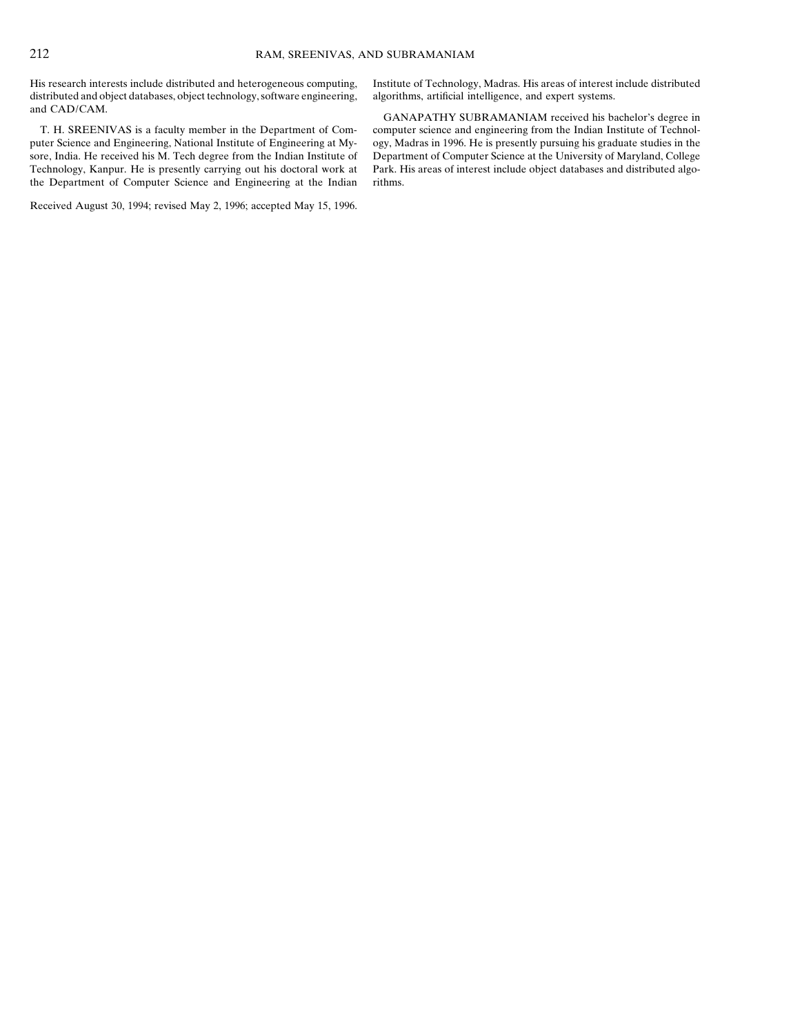His research interests include distributed and heterogeneous computing, distributed and object databases, object technology, software engineering, and CAD/CAM.

T. H. SREENIVAS is a faculty member in the Department of Computer Science and Engineering, National Institute of Engineering at Mysore, India. He received his M. Tech degree from the Indian Institute of Technology, Kanpur. He is presently carrying out his doctoral work at the Department of Computer Science and Engineering at the Indian Institute of Technology, Madras. His areas of interest include distributed algorithms, artificial intelligence, and expert systems.

GANAPATHY SUBRAMANIAM received his bachelor's degree in computer science and engineering from the Indian Institute of Technology, Madras in 1996. He is presently pursuing his graduate studies in the Department of Computer Science at the University of Maryland, College Park. His areas of interest include object databases and distributed algorithms.

Received August 30, 1994; revised May 2, 1996; accepted May 15, 1996.